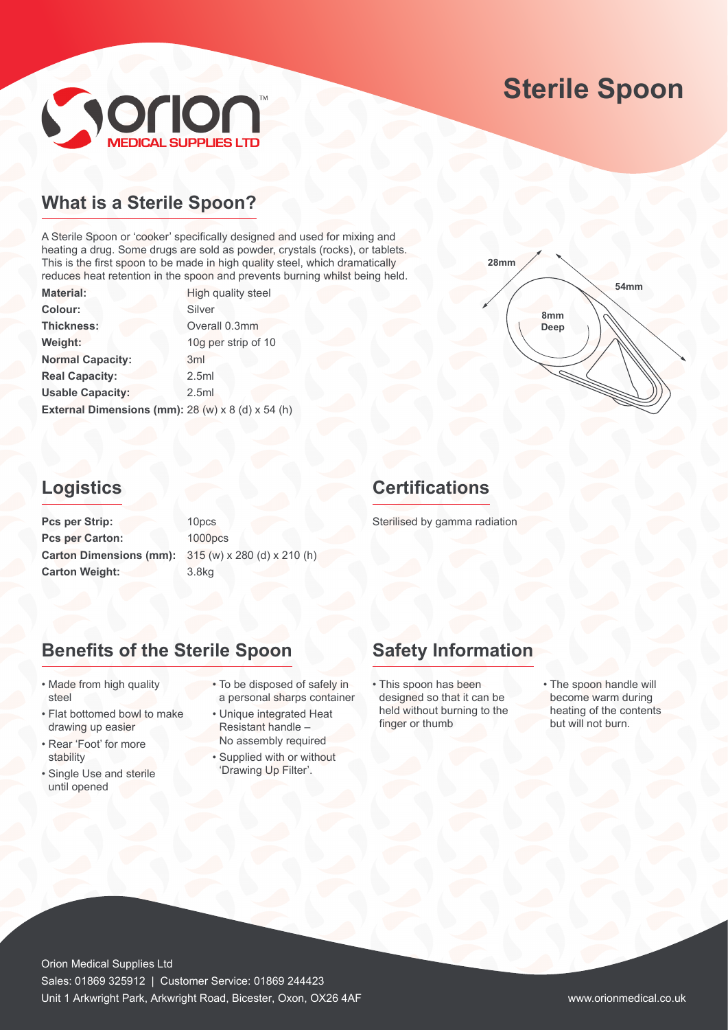# Sterile Spoon

Orion Medical Supplies Ltd

## What is a Sterile Spoon?

A Sterile Spoon or 'cooker' specifically designed and used for mixing and heating a drug. Some drugs are sold as powder, crystals (rocks), or tablets. This is the first spoon to be made in high quality steel, which dramatically reduces heat retention in the spoon and prevents burning whilst being held.

| | |
|---|---|
| **Material:** | High quality steel |
| **Colour:** | Silver |
| **Thickness:** | Overall 0.3mm |
| **Weight:** | 10g per strip of 10 |
| **Normal Capacity:** | 3ml |
| **Real Capacity:** | 2.5ml |
| **Usable Capacity:** | 2.5ml |
| **External Dimensions (mm):** | 28 (w) x 8 (d) x 54 (h) |

28mm

54mm

8mm Deep

## Logistics

| | |
|---|---|
| **Pcs per Strip:** | 10pcs |
| **Pcs per Carton:** | 1000pcs |
| **Carton Dimensions (mm):** | 315 (w) x 280 (d) x 210 (h) |
| **Carton Weight:** | 3.8kg |

## Certifications

Sterilised by gamma radiation

## Benefits of the Sterile Spoon

- Made from high quality steel
- Flat bottomed bowl to make drawing up easier
- Rear 'Foot' for more stability
- Single Use and sterile until opened
- To be disposed of safely in a personal sharps container
- Unique integrated Heat Resistant handle – No assembly required
- Supplied with or without 'Drawing Up Filter'.

## Safety Information

- This spoon has been designed so that it can be held without burning to the finger or thumb
- The spoon handle will become warm during heating of the contents but will not burn.

Orion Medical Supplies Ltd
Sales: 01869 325912 | Customer Service: 01869 244423
Unit 1 Arkwright Park, Arkwright Road, Bicester, Oxon, OX26 4AF
www.orionmedical.co.uk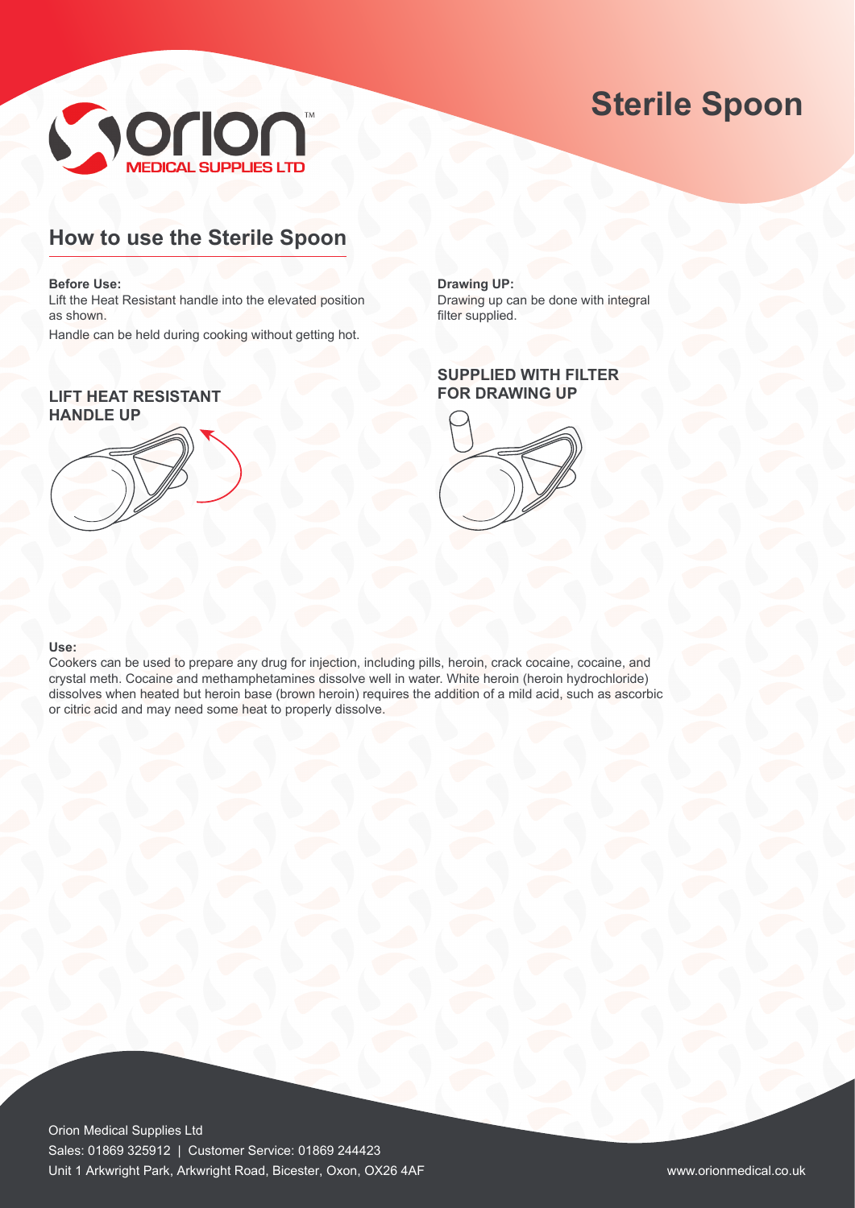# Sterile Spoon

## How to use the Sterile Spoon

**Before Use:**
Lift the Heat Resistant handle into the elevated position as shown.

Handle can be held during cooking without getting hot.

**LIFT HEAT RESISTANT HANDLE UP**

**Drawing UP:**
Drawing up can be done with integral filter supplied.

**SUPPLIED WITH FILTER FOR DRAWING UP**

**Use:**
Cookers can be used to prepare any drug for injection, including pills, heroin, crack cocaine, cocaine, and crystal meth. Cocaine and methamphetamines dissolve well in water. White heroin (heroin hydrochloride) dissolves when heated but heroin base (brown heroin) requires the addition of a mild acid, such as ascorbic or citric acid and may need some heat to properly dissolve.

Orion Medical Supplies Ltd
Sales: 01869 325912 | Customer Service: 01869 244423
Unit 1 Arkwright Park, Arkwright Road, Bicester, Oxon, OX26 4AF

www.orionmedical.co.uk